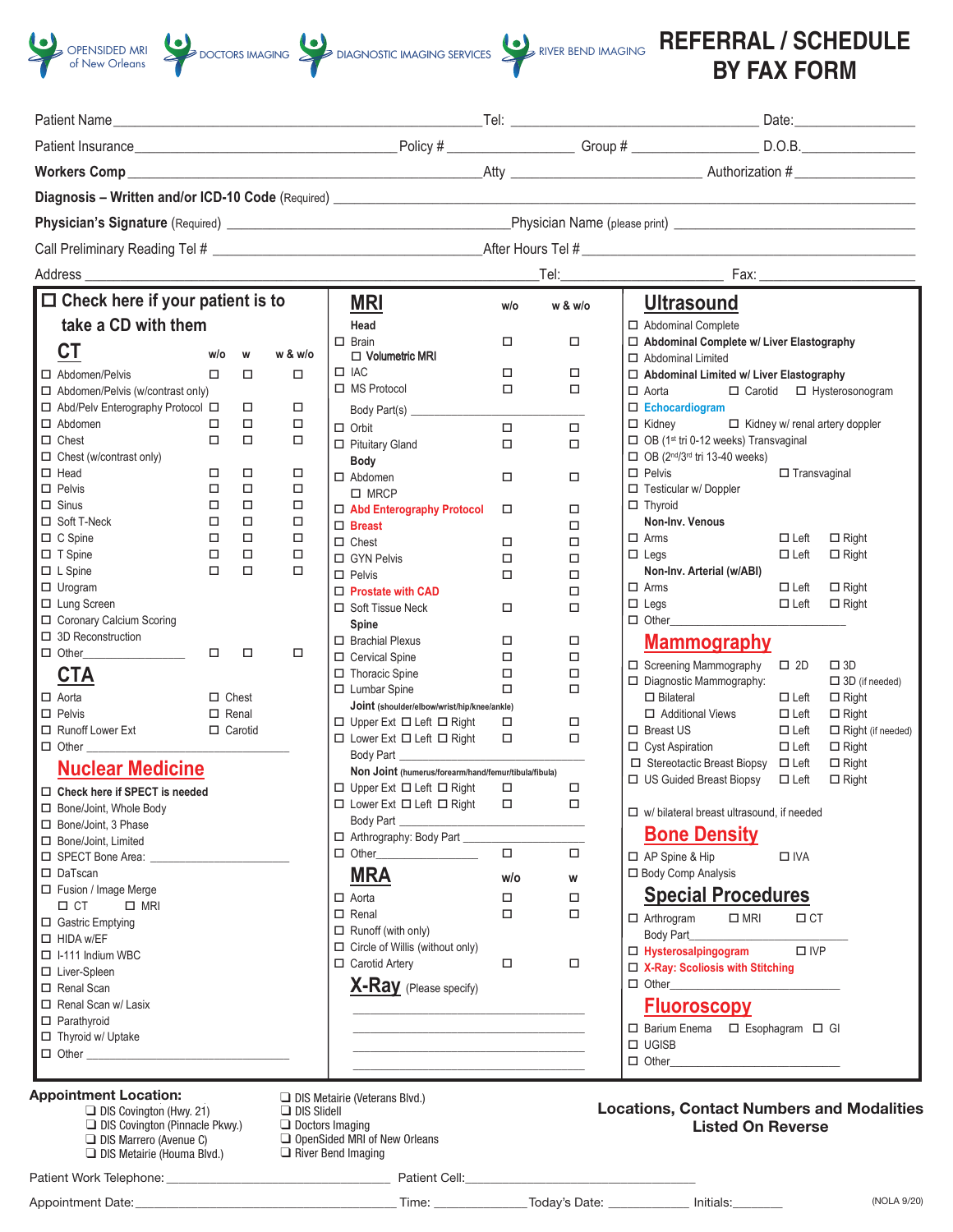OPENSIDED MRI of New Orleans | DOCTORS IMAGING | DIAGNOSTIC IMAGING SERVICES | RIVER BEND IMAGING

# REFERRAL / SCHEDULE BY FAX FORM

Patient Name ______________________ Tel: ______________________ Date: ____________

Patient Insurance ______________________ Policy # ____________ Group # ____________ D.O.B. ____________

**Workers Comp** ______________________ Atty ______________________ Authorization # ____________

**Diagnosis – Written and/or ICD-10 Code** (Required) ______________________________________________

**Physician's Signature** (Required) ______________________ Physician Name (please print) ______________________

Call Preliminary Reading Tel # ______________________ After Hours Tel # ______________________

Address ______________________ Tel: ____________ Fax: ____________

☐ **Check here if your patient is to take a CD with them**

## CT

| | w/o | w | w & w/o |
|---|---|---|---|
| ☐ Abdomen/Pelvis | ☐ | ☐ | ☐ |
| ☐ Abdomen/Pelvis (w/contrast only) | | | |
| ☐ Abd/Pelv Enterography Protocol | ☐ | ☐ | ☐ |
| ☐ Abdomen | ☐ | ☐ | ☐ |
| ☐ Chest | ☐ | ☐ | ☐ |
| ☐ Chest (w/contrast only) | | | |
| ☐ Head | ☐ | ☐ | ☐ |
| ☐ Pelvis | ☐ | ☐ | ☐ |
| ☐ Sinus | ☐ | ☐ | ☐ |
| ☐ Soft T-Neck | ☐ | ☐ | ☐ |
| ☐ C Spine | ☐ | ☐ | ☐ |
| ☐ T Spine | ☐ | ☐ | ☐ |
| ☐ L Spine | ☐ | ☐ | ☐ |
| ☐ Urogram | | | |
| ☐ Lung Screen | | | |
| ☐ Coronary Calcium Scoring | | | |
| ☐ 3D Reconstruction | | | |
| ☐ Other__________ | ☐ | ☐ | ☐ |

## CTA

- ☐ Aorta ☐ Chest
- ☐ Pelvis ☐ Renal
- ☐ Runoff Lower Ext ☐ Carotid
- ☐ Other__________

## Nuclear Medicine

- ☐ **Check here if SPECT is needed**
- ☐ Bone/Joint, Whole Body
- ☐ Bone/Joint, 3 Phase
- ☐ Bone/Joint, Limited
- ☐ SPECT Bone Area: __________
- ☐ DaTscan
- ☐ Fusion / Image Merge ☐ CT ☐ MRI
- ☐ Gastric Emptying
- ☐ HIDA w/EF
- ☐ I-111 Indium WBC
- ☐ Liver-Spleen
- ☐ Renal Scan
- ☐ Renal Scan w/ Lasix
- ☐ Parathyroid
- ☐ Thyroid w/ Uptake
- ☐ Other __________

## MRI

| | w/o | w & w/o |
|---|---|---|
| **Head** | | |
| ☐ Brain | ☐ | ☐ |
| ☐ Volumetric MRI | | |
| ☐ IAC | ☐ | ☐ |
| ☐ MS Protocol | ☐ | ☐ |
| Body Part(s) __________ | | |
| ☐ Orbit | ☐ | ☐ |
| ☐ Pituitary Gland | ☐ | ☐ |
| **Body** | | |
| ☐ Abdomen | ☐ | ☐ |
| ☐ MRCP | | |
| ☐ Abd Enterography Protocol | ☐ | ☐ |
| ☐ Breast | | ☐ |
| ☐ Chest | ☐ | ☐ |
| ☐ GYN Pelvis | ☐ | ☐ |
| ☐ Pelvis | ☐ | ☐ |
| ☐ Prostate with CAD | | ☐ |
| ☐ Soft Tissue Neck | ☐ | ☐ |
| **Spine** | | |
| ☐ Brachial Plexus | ☐ | ☐ |
| ☐ Cervical Spine | ☐ | ☐ |
| ☐ Thoracic Spine | ☐ | ☐ |
| ☐ Lumbar Spine | ☐ | ☐ |
| **Joint** (shoulder/elbow/wrist/hip/knee/ankle) | | |
| ☐ Upper Ext ☐ Left ☐ Right | ☐ | ☐ |
| ☐ Lower Ext ☐ Left ☐ Right | ☐ | ☐ |
| Body Part __________ | | |
| **Non Joint** (humerus/forearm/hand/femur/tibula/fibula) | | |
| ☐ Upper Ext ☐ Left ☐ Right | ☐ | ☐ |
| ☐ Lower Ext ☐ Left ☐ Right | ☐ | ☐ |
| Body Part __________ | | |
| ☐ Arthrography: Body Part __________ | | |
| ☐ Other__________ | ☐ | ☐ |

## MRA

| | w/o | w |
|---|---|---|
| ☐ Aorta | ☐ | ☐ |
| ☐ Renal | ☐ | ☐ |
| ☐ Runoff (with only) | | |
| ☐ Circle of Willis (without only) | | |
| ☐ Carotid Artery | ☐ | ☐ |

## X-Ray (Please specify)

__________________________

__________________________

__________________________

__________________________

## Ultrasound

- ☐ Abdominal Complete
- ☐ **Abdominal Complete w/ Liver Elastography**
- ☐ Abdominal Limited
- ☐ **Abdominal Limited w/ Liver Elastography**
- ☐ Aorta ☐ Carotid ☐ Hysterosonogram
- ☐ Echocardiogram
- ☐ Kidney ☐ Kidney w/ renal artery doppler
- ☐ OB (1st tri 0-12 weeks) Transvaginal
- ☐ OB (2nd/3rd tri 13-40 weeks)
- ☐ Pelvis ☐ Transvaginal
- ☐ Testicular w/ Doppler
- ☐ Thyroid

**Non-Inv. Venous**
- ☐ Arms ☐ Left ☐ Right
- ☐ Legs ☐ Left ☐ Right

**Non-Inv. Arterial (w/ABI)**
- ☐ Arms ☐ Left ☐ Right
- ☐ Legs ☐ Left ☐ Right
- ☐ Other__________

## Mammography

- ☐ Screening Mammography ☐ 2D ☐ 3D
- ☐ Diagnostic Mammography: ☐ 3D (if needed)
  - ☐ Bilateral ☐ Left ☐ Right
  - ☐ Additional Views ☐ Left ☐ Right
- ☐ Breast US ☐ Left ☐ Right (if needed)
- ☐ Cyst Aspiration ☐ Left ☐ Right
- ☐ Stereotactic Breast Biopsy ☐ Left ☐ Right
- ☐ US Guided Breast Biopsy ☐ Left ☐ Right
- ☐ w/ bilateral breast ultrasound, if needed

## Bone Density

- ☐ AP Spine & Hip ☐ IVA
- ☐ Body Comp Analysis

## Special Procedures

- ☐ Arthrogram ☐ MRI ☐ CT
  Body Part__________
- ☐ Hysterosalpingogram ☐ IVP
- ☐ X-Ray: Scoliosis with Stitching
- ☐ Other__________

## Fluoroscopy

- ☐ Barium Enema ☐ Esophagram ☐ GI
- ☐ UGISB
- ☐ Other__________

**Appointment Location:**

- ☐ DIS Covington (Hwy. 21)
- ☐ DIS Covington (Pinnacle Pkwy.)
- ☐ DIS Marrero (Avenue C)
- ☐ DIS Metairie (Houma Blvd.)
- ☐ DIS Metairie (Veterans Blvd.)
- ☐ DIS Slidell
- ☐ Doctors Imaging
- ☐ OpenSided MRI of New Orleans
- ☐ River Bend Imaging

**Locations, Contact Numbers and Modalities Listed On Reverse**

Patient Work Telephone: ______________________ Patient Cell: ______________________

Appointment Date: ______________________ Time: ____________ Today's Date: ____________ Initials: ________

(NOLA 9/20)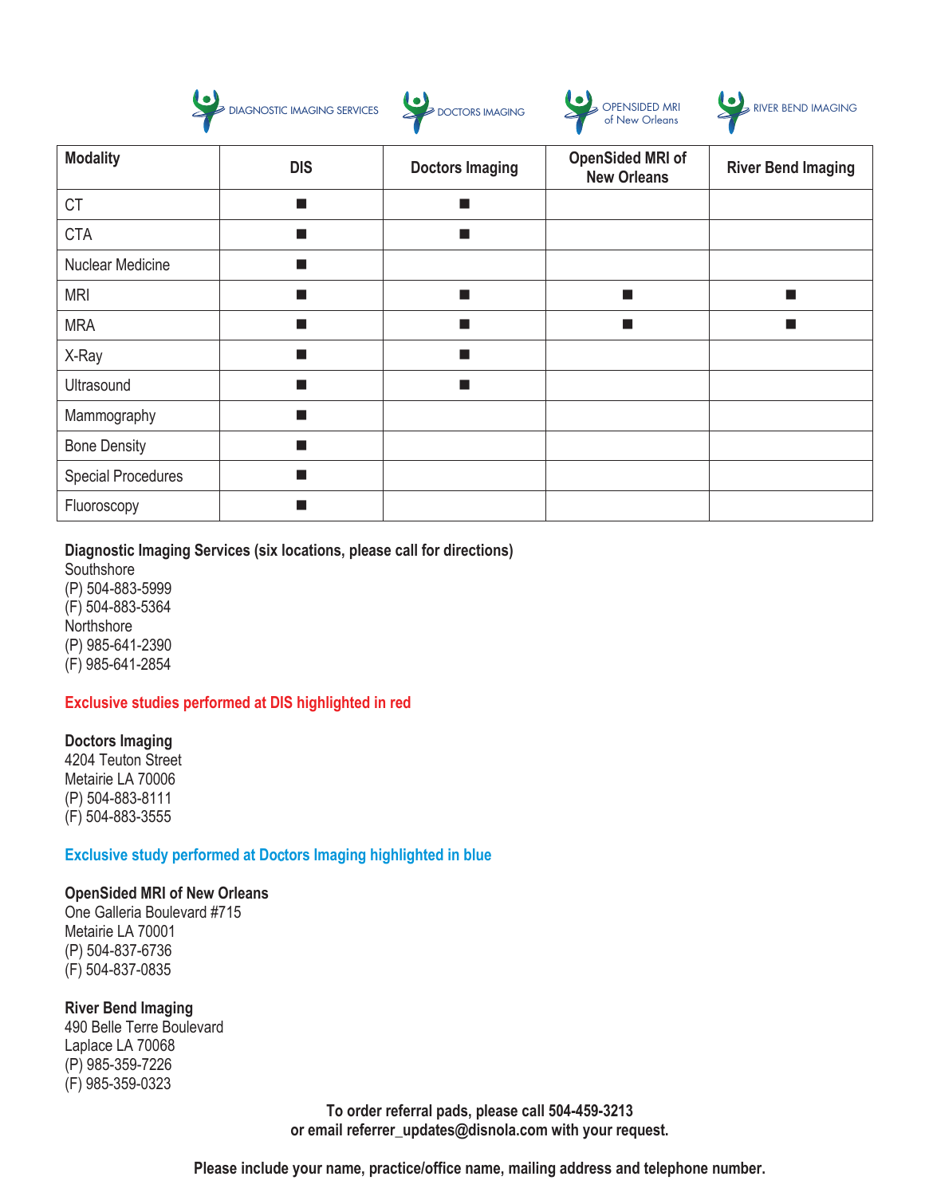DIAGNOSTIC IMAGING SERVICES | DOCTORS IMAGING | OPENSIDED MRI of New Orleans | RIVER BEND IMAGING

| Modality | DIS | Doctors Imaging | OpenSided MRI of New Orleans | River Bend Imaging |
|---|---|---|---|---|
| CT | ■ | ■ | | |
| CTA | ■ | ■ | | |
| Nuclear Medicine | ■ | | | |
| MRI | ■ | ■ | ■ | ■ |
| MRA | ■ | ■ | ■ | ■ |
| X-Ray | ■ | ■ | | |
| Ultrasound | ■ | ■ | | |
| Mammography | ■ | | | |
| Bone Density | ■ | | | |
| Special Procedures | ■ | | | |
| Fluoroscopy | ■ | | | |

**Diagnostic Imaging Services (six locations, please call for directions)**
Southshore
(P) 504-883-5999
(F) 504-883-5364
Northshore
(P) 985-641-2390
(F) 985-641-2854

**Exclusive studies performed at DIS highlighted in red**

**Doctors Imaging**
4204 Teuton Street
Metairie LA 70006
(P) 504-883-8111
(F) 504-883-3555

**Exclusive study performed at Doctors Imaging highlighted in blue**

**OpenSided MRI of New Orleans**
One Galleria Boulevard #715
Metairie LA 70001
(P) 504-837-6736
(F) 504-837-0835

**River Bend Imaging**
490 Belle Terre Boulevard
Laplace LA 70068
(P) 985-359-7226
(F) 985-359-0323

**To order referral pads, please call 504-459-3213
or email referrer_updates@disnola.com with your request.**

**Please include your name, practice/office name, mailing address and telephone number.**